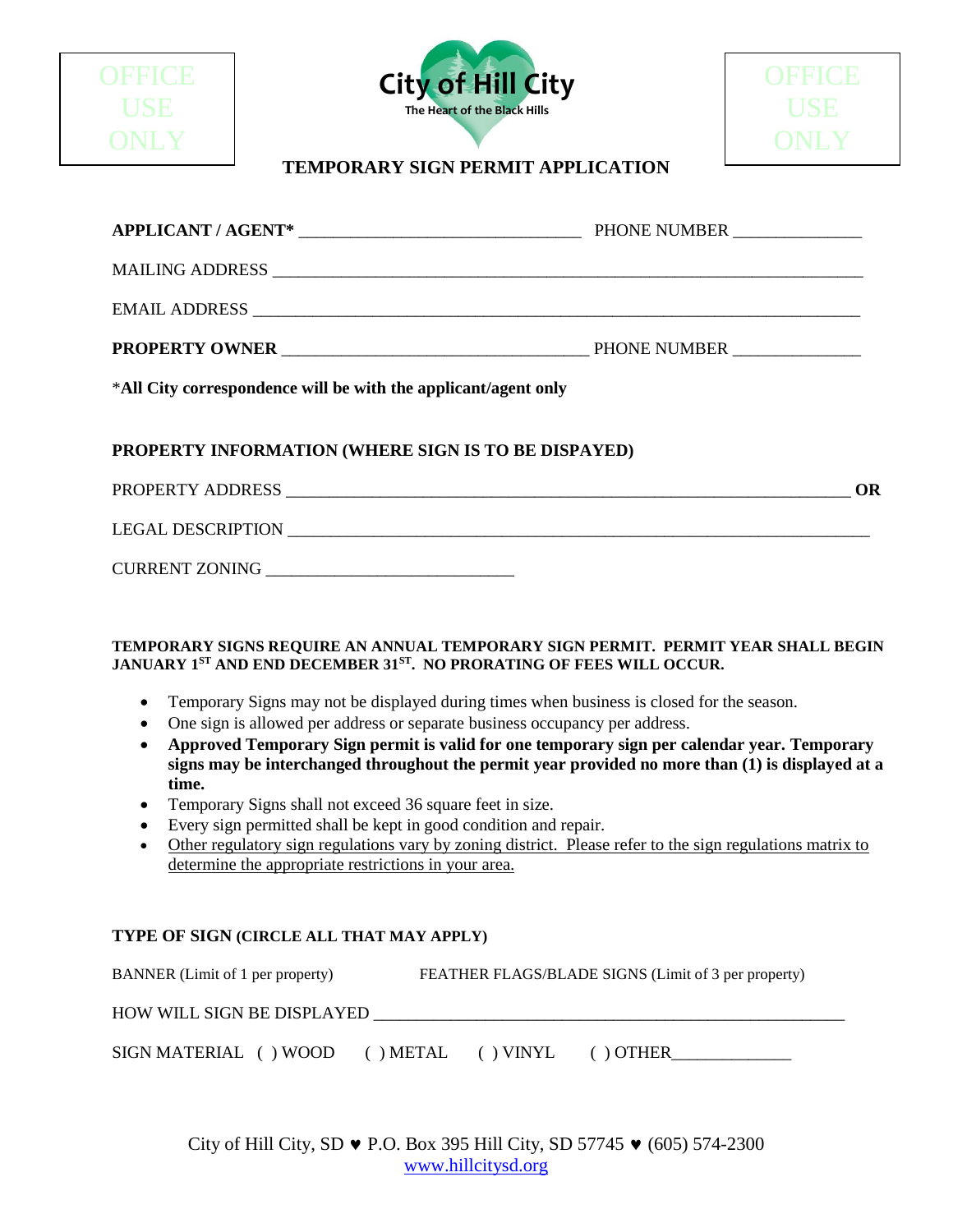OFFICE USE ONLY

**City of Hill City**
The Heart of the Black Hills

OFFICE USE ONLY

# TEMPORARY SIGN PERMIT APPLICATION

**APPLICANT / AGENT*** _______________________________ PHONE NUMBER ______________

MAILING ADDRESS _________________________________________________________________

EMAIL ADDRESS ___________________________________________________________________

**PROPERTY OWNER** __________________________________ PHONE NUMBER ______________

*__All City correspondence will be with the applicant/agent only__

**PROPERTY INFORMATION (WHERE SIGN IS TO BE DISPAYED)**

PROPERTY ADDRESS ______________________________________________________________ **OR**

LEGAL DESCRIPTION _______________________________________________________________

CURRENT ZONING ___________________________

**TEMPORARY SIGNS REQUIRE AN ANNUAL TEMPORARY SIGN PERMIT. PERMIT YEAR SHALL BEGIN JANUARY 1ST AND END DECEMBER 31ST. NO PRORATING OF FEES WILL OCCUR.**

- Temporary Signs may not be displayed during times when business is closed for the season.
- One sign is allowed per address or separate business occupancy per address.
- **Approved Temporary Sign permit is valid for one temporary sign per calendar year. Temporary signs may be interchanged throughout the permit year provided no more than (1) is displayed at a time.**
- Temporary Signs shall not exceed 36 square feet in size.
- Every sign permitted shall be kept in good condition and repair.
- Other regulatory sign regulations vary by zoning district. Please refer to the sign regulations matrix to determine the appropriate restrictions in your area.

**TYPE OF SIGN (CIRCLE ALL THAT MAY APPLY)**

BANNER (Limit of 1 per property) FEATHER FLAGS/BLADE SIGNS (Limit of 3 per property)

HOW WILL SIGN BE DISPLAYED _____________________________________________________

SIGN MATERIAL ( ) WOOD ( ) METAL ( ) VINYL ( ) OTHER_____________

City of Hill City, SD ♥ P.O. Box 395 Hill City, SD 57745 ♥ (605) 574-2300
www.hillcitysd.org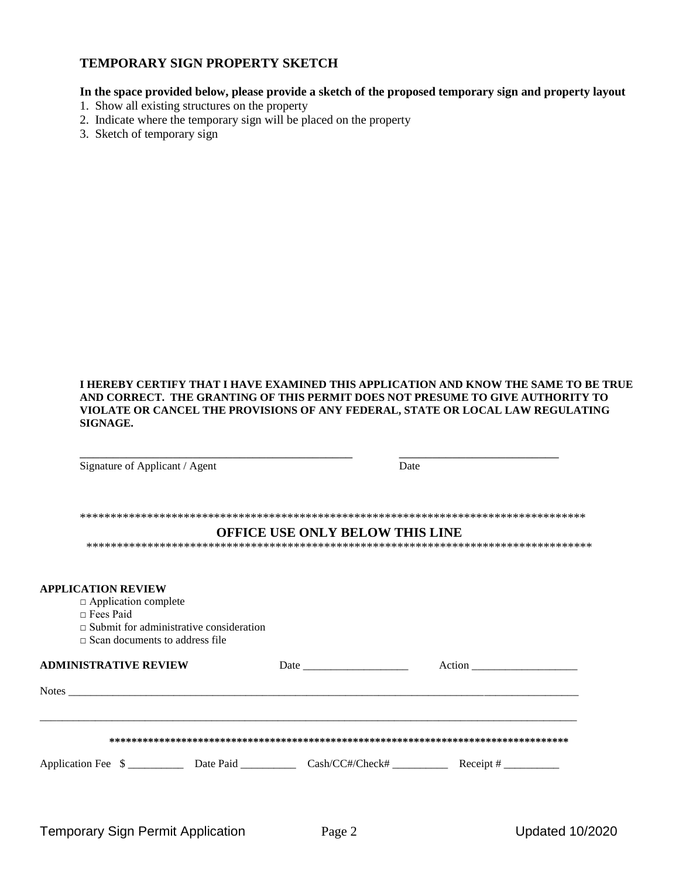## TEMPORARY SIGN PROPERTY SKETCH

**In the space provided below, please provide a sketch of the proposed temporary sign and property layout**

1. Show all existing structures on the property
2. Indicate where the temporary sign will be placed on the property
3. Sketch of temporary sign

**I HEREBY CERTIFY THAT I HAVE EXAMINED THIS APPLICATION AND KNOW THE SAME TO BE TRUE AND CORRECT. THE GRANTING OF THIS PERMIT DOES NOT PRESUME TO GIVE AUTHORITY TO VIOLATE OR CANCEL THE PROVISIONS OF ANY FEDERAL, STATE OR LOCAL LAW REGULATING SIGNAGE.**

_______________________________________________ ____________________________

Signature of Applicant / Agent Date

************************************************************************************

**OFFICE USE ONLY BELOW THIS LINE**

************************************************************************************

**APPLICATION REVIEW**

- □ Application complete
- □ Fees Paid
- □ Submit for administrative consideration
- □ Scan documents to address file

**ADMINISTRATIVE REVIEW** Date ___________________ Action ___________________

Notes ______________________________________________________________________________________________

____________________________________________________________________________________________________

************************************************************************************

Application Fee $ __________ Date Paid __________ Cash/CC#/Check# __________ Receipt # __________